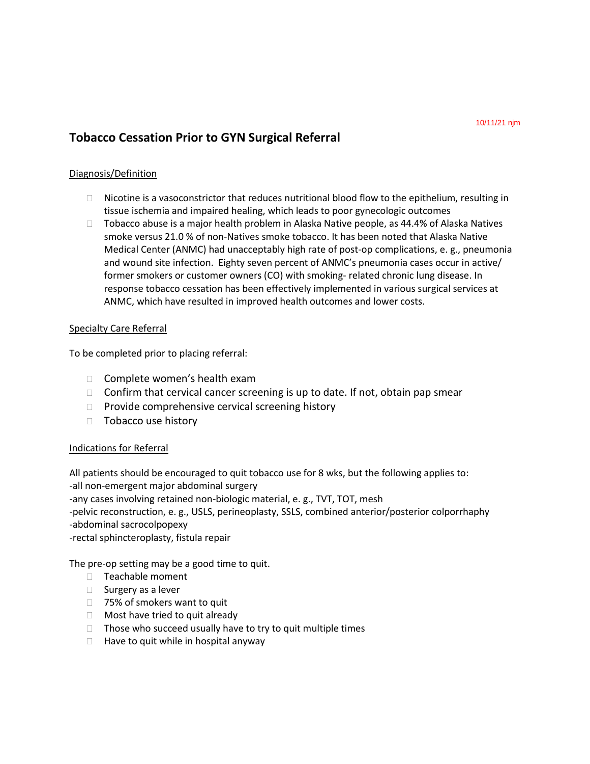10/11/21 njm

## Tobacco Cessation Prior to GYN Surgical Referral

### Diagnosis/Definition

- Nicotine is a vasoconstrictor that reduces nutritional blood flow to the epithelium, resulting in tissue ischemia and impaired healing, which leads to poor gynecologic outcomes
- Tobacco abuse is a major health problem in Alaska Native people, as 44.4% of Alaska Natives smoke versus 21.0 % of non-Natives smoke tobacco. It has been noted that Alaska Native Medical Center (ANMC) had unacceptably high rate of post-op complications, e. g., pneumonia and wound site infection. Eighty seven percent of ANMC's pneumonia cases occur in active/ former smokers or customer owners (CO) with smoking- related chronic lung disease. In response tobacco cessation has been effectively implemented in various surgical services at ANMC, which have resulted in improved health outcomes and lower costs.

### Specialty Care Referral

To be completed prior to placing referral:

- Complete women's health exam
- Confirm that cervical cancer screening is up to date. If not, obtain pap smear
- Provide comprehensive cervical screening history
- Tobacco use history

### Indications for Referral

All patients should be encouraged to quit tobacco use for 8 wks, but the following applies to:
-all non-emergent major abdominal surgery
-any cases involving retained non-biologic material, e. g., TVT, TOT, mesh
-pelvic reconstruction, e. g., USLS, perineoplasty, SSLS, combined anterior/posterior colporrhaphy
-abdominal sacrocolpopexy
-rectal sphincteroplasty, fistula repair

The pre-op setting may be a good time to quit.

- Teachable moment
- Surgery as a lever
- 75% of smokers want to quit
- Most have tried to quit already
- Those who succeed usually have to try to quit multiple times
- Have to quit while in hospital anyway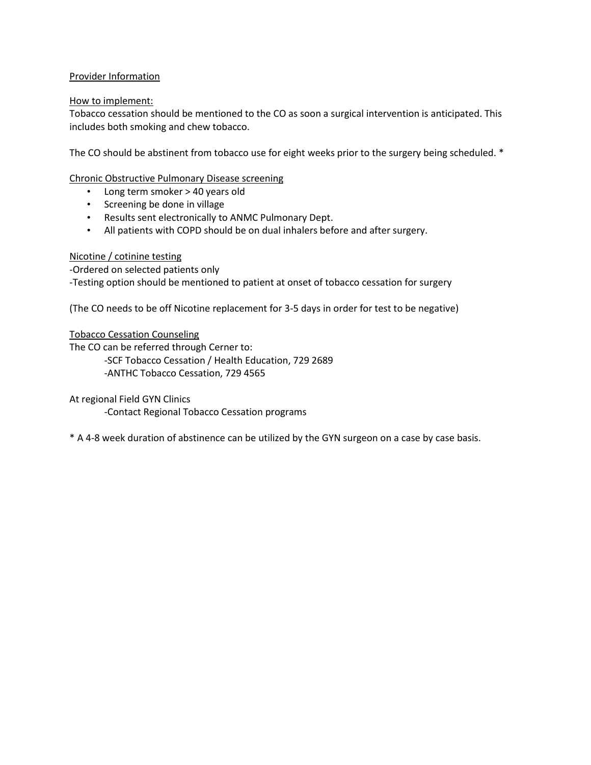Provider Information

How to implement:
Tobacco cessation should be mentioned to the CO as soon a surgical intervention is anticipated. This includes both smoking and chew tobacco.

The CO should be abstinent from tobacco use for eight weeks prior to the surgery being scheduled. *

Chronic Obstructive Pulmonary Disease screening

- Long term smoker > 40 years old
- Screening be done in village
- Results sent electronically to ANMC Pulmonary Dept.
- All patients with COPD should be on dual inhalers before and after surgery.

Nicotine / cotinine testing
-Ordered on selected patients only
-Testing option should be mentioned to patient at onset of tobacco cessation for surgery

(The CO needs to be off Nicotine replacement for 3-5 days in order for test to be negative)

Tobacco Cessation Counseling
The CO can be referred through Cerner to:
-SCF Tobacco Cessation / Health Education, 729 2689
-ANTHC Tobacco Cessation, 729 4565

At regional Field GYN Clinics
-Contact Regional Tobacco Cessation programs

* A 4-8 week duration of abstinence can be utilized by the GYN surgeon on a case by case basis.